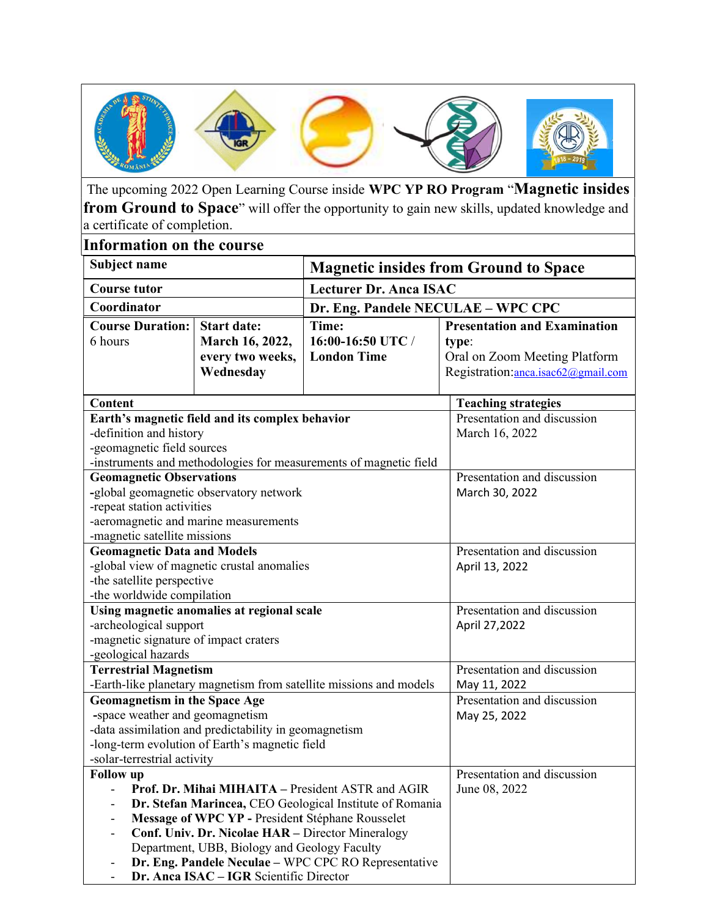The upcoming 2022 Open Learning Course inside **WPC YP RO Program** "**Magnetic insides from Ground to Space**" will offer the opportunity to gain new skills, updated knowledge and a certificate of completion.

## Information on the course

| **Subject name** | | **Magnetic insides from Ground to Space** | |
|---|---|---|---|
| **Course tutor** | | **Lecturer Dr. Anca ISAC** | |
| **Coordinator** | | **Dr. Eng. Pandele NECULAE – WPC CPC** | |
| **Course Duration:** 6 hours | **Start date: March 16, 2022, every two weeks, Wednesday** | **Time: 16:00-16:50 UTC / London Time** | **Presentation and Examination type**: Oral on Zoom Meeting Platform Registration:anca.isac62@gmail.com |

| Content | Teaching strategies |
|---|---|
| **Earth's magnetic field and its complex behavior**<br>-definition and history<br>-geomagnetic field sources<br>-instruments and methodologies for measurements of magnetic field | Presentation and discussion<br>March 16, 2022 |
| **Geomagnetic Observations**<br>**-**global geomagnetic observatory network<br>-repeat station activities<br>-aeromagnetic and marine measurements<br>-magnetic satellite missions | Presentation and discussion<br>March 30, 2022 |
| **Geomagnetic Data and Models**<br>-global view of magnetic crustal anomalies<br>-the satellite perspective<br>-the worldwide compilation | Presentation and discussion<br>April 13, 2022 |
| **Using magnetic anomalies at regional scale**<br>-archeological support<br>-magnetic signature of impact craters<br>-geological hazards | Presentation and discussion<br>April 27,2022 |
| **Terrestrial Magnetism**<br>-Earth-like planetary magnetism from satellite missions and models | Presentation and discussion<br>May 11, 2022 |
| **Geomagnetism in the Space Age**<br>-space weather and geomagnetism<br>-data assimilation and predictability in geomagnetism<br>-long-term evolution of Earth's magnetic field<br>-solar-terrestrial activity | Presentation and discussion<br>May 25, 2022 |
| **Follow up**<br>- **Prof. Dr. Mihai MIHAITA –** President ASTR and AGIR<br>- **Dr. Stefan Marincea,** CEO Geological Institute of Romania<br>- **Message of WPC YP -** President Stéphane Rousselet<br>- **Conf. Univ. Dr. Nicolae HAR –** Director Mineralogy Department, UBB, Biology and Geology Faculty<br>- **Dr. Eng. Pandele Neculae –** WPC CPC RO Representative<br>- **Dr. Anca ISAC – IGR** Scientific Director | Presentation and discussion<br>June 08, 2022 |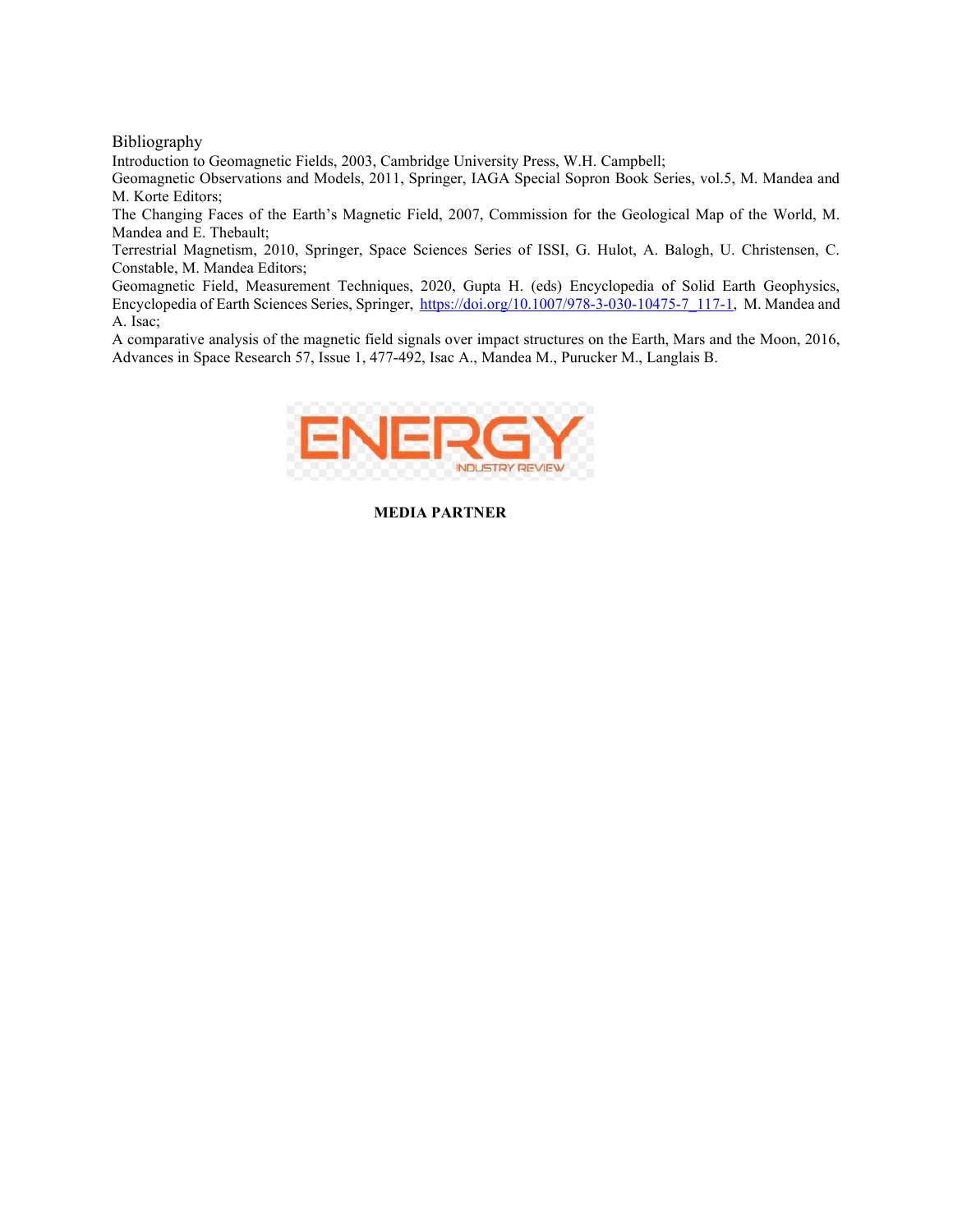## Bibliography

Introduction to Geomagnetic Fields, 2003, Cambridge University Press, W.H. Campbell;

Geomagnetic Observations and Models, 2011, Springer, IAGA Special Sopron Book Series, vol.5, M. Mandea and M. Korte Editors;

The Changing Faces of the Earth's Magnetic Field, 2007, Commission for the Geological Map of the World, M. Mandea and E. Thebault;

Terrestrial Magnetism, 2010, Springer, Space Sciences Series of ISSI, G. Hulot, A. Balogh, U. Christensen, C. Constable, M. Mandea Editors;

Geomagnetic Field, Measurement Techniques, 2020, Gupta H. (eds) Encyclopedia of Solid Earth Geophysics, Encyclopedia of Earth Sciences Series, Springer, https://doi.org/10.1007/978-3-030-10475-7_117-1, M. Mandea and A. Isac;

A comparative analysis of the magnetic field signals over impact structures on the Earth, Mars and the Moon, 2016, Advances in Space Research 57, Issue 1, 477-492, Isac A., Mandea M., Purucker M., Langlais B.

ENERGY
INDUSTRY REVIEW

**MEDIA PARTNER**